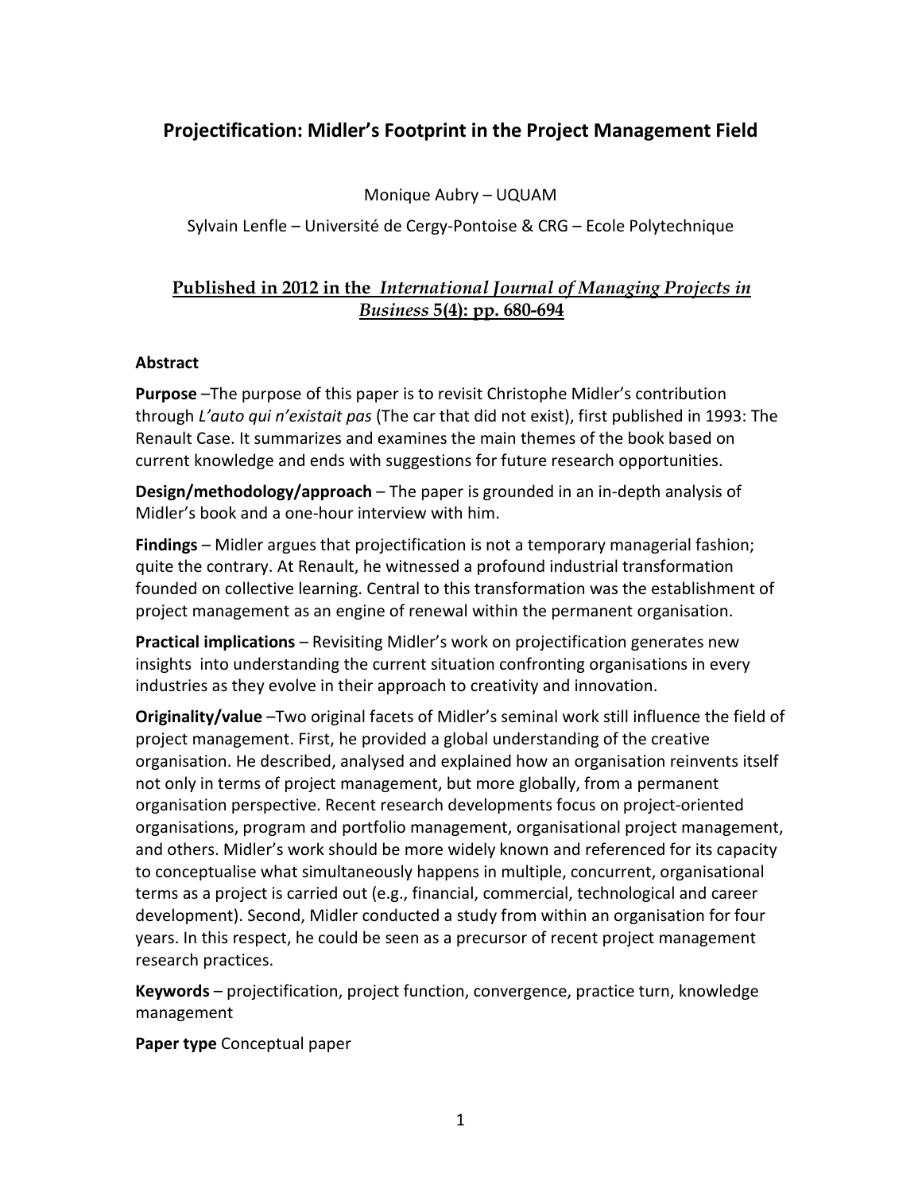# Projectification: Midler's Footprint in the Project Management Field

Monique Aubry – UQUAM

Sylvain Lenfle – Université de Cergy-Pontoise & CRG – Ecole Polytechnique

**Published in 2012 in the *International Journal of Managing Projects in Business* 5(4): pp. 680-694**

**Abstract**

**Purpose** –The purpose of this paper is to revisit Christophe Midler's contribution through *L'auto qui n'existait pas* (The car that did not exist), first published in 1993: The Renault Case. It summarizes and examines the main themes of the book based on current knowledge and ends with suggestions for future research opportunities.

**Design/methodology/approach** – The paper is grounded in an in-depth analysis of Midler's book and a one-hour interview with him.

**Findings** – Midler argues that projectification is not a temporary managerial fashion; quite the contrary. At Renault, he witnessed a profound industrial transformation founded on collective learning. Central to this transformation was the establishment of project management as an engine of renewal within the permanent organisation.

**Practical implications** – Revisiting Midler's work on projectification generates new insights into understanding the current situation confronting organisations in every industries as they evolve in their approach to creativity and innovation.

**Originality/value** –Two original facets of Midler's seminal work still influence the field of project management. First, he provided a global understanding of the creative organisation. He described, analysed and explained how an organisation reinvents itself not only in terms of project management, but more globally, from a permanent organisation perspective. Recent research developments focus on project-oriented organisations, program and portfolio management, organisational project management, and others. Midler's work should be more widely known and referenced for its capacity to conceptualise what simultaneously happens in multiple, concurrent, organisational terms as a project is carried out (e.g., financial, commercial, technological and career development). Second, Midler conducted a study from within an organisation for four years. In this respect, he could be seen as a precursor of recent project management research practices.

**Keywords** – projectification, project function, convergence, practice turn, knowledge management

**Paper type** Conceptual paper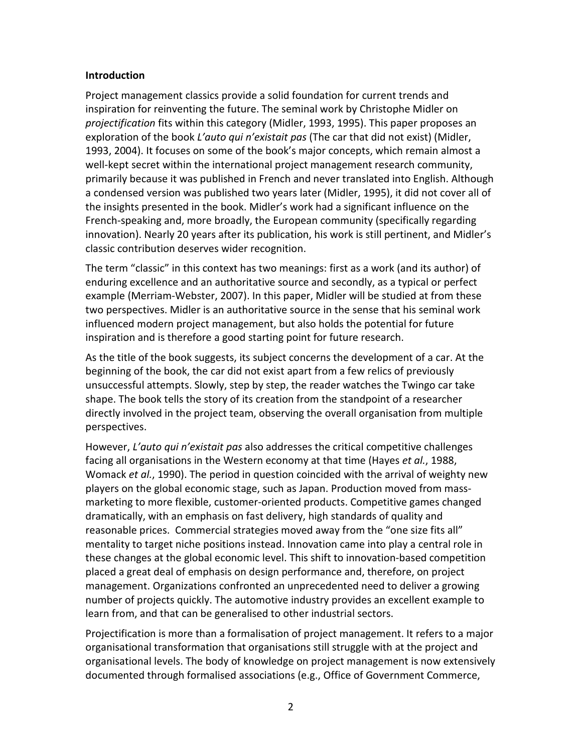**Introduction**

Project management classics provide a solid foundation for current trends and inspiration for reinventing the future. The seminal work by Christophe Midler on *projectification* fits within this category (Midler, 1993, 1995). This paper proposes an exploration of the book *L'auto qui n'existait pas* (The car that did not exist) (Midler, 1993, 2004). It focuses on some of the book's major concepts, which remain almost a well-kept secret within the international project management research community, primarily because it was published in French and never translated into English. Although a condensed version was published two years later (Midler, 1995), it did not cover all of the insights presented in the book. Midler's work had a significant influence on the French-speaking and, more broadly, the European community (specifically regarding innovation). Nearly 20 years after its publication, his work is still pertinent, and Midler's classic contribution deserves wider recognition.

The term "classic" in this context has two meanings: first as a work (and its author) of enduring excellence and an authoritative source and secondly, as a typical or perfect example (Merriam-Webster, 2007). In this paper, Midler will be studied at from these two perspectives. Midler is an authoritative source in the sense that his seminal work influenced modern project management, but also holds the potential for future inspiration and is therefore a good starting point for future research.

As the title of the book suggests, its subject concerns the development of a car. At the beginning of the book, the car did not exist apart from a few relics of previously unsuccessful attempts. Slowly, step by step, the reader watches the Twingo car take shape. The book tells the story of its creation from the standpoint of a researcher directly involved in the project team, observing the overall organisation from multiple perspectives.

However, *L'auto qui n'existait pas* also addresses the critical competitive challenges facing all organisations in the Western economy at that time (Hayes *et al.*, 1988, Womack *et al.*, 1990). The period in question coincided with the arrival of weighty new players on the global economic stage, such as Japan. Production moved from mass-marketing to more flexible, customer-oriented products. Competitive games changed dramatically, with an emphasis on fast delivery, high standards of quality and reasonable prices. Commercial strategies moved away from the "one size fits all" mentality to target niche positions instead. Innovation came into play a central role in these changes at the global economic level. This shift to innovation-based competition placed a great deal of emphasis on design performance and, therefore, on project management. Organizations confronted an unprecedented need to deliver a growing number of projects quickly. The automotive industry provides an excellent example to learn from, and that can be generalised to other industrial sectors.

Projectification is more than a formalisation of project management. It refers to a major organisational transformation that organisations still struggle with at the project and organisational levels. The body of knowledge on project management is now extensively documented through formalised associations (e.g., Office of Government Commerce,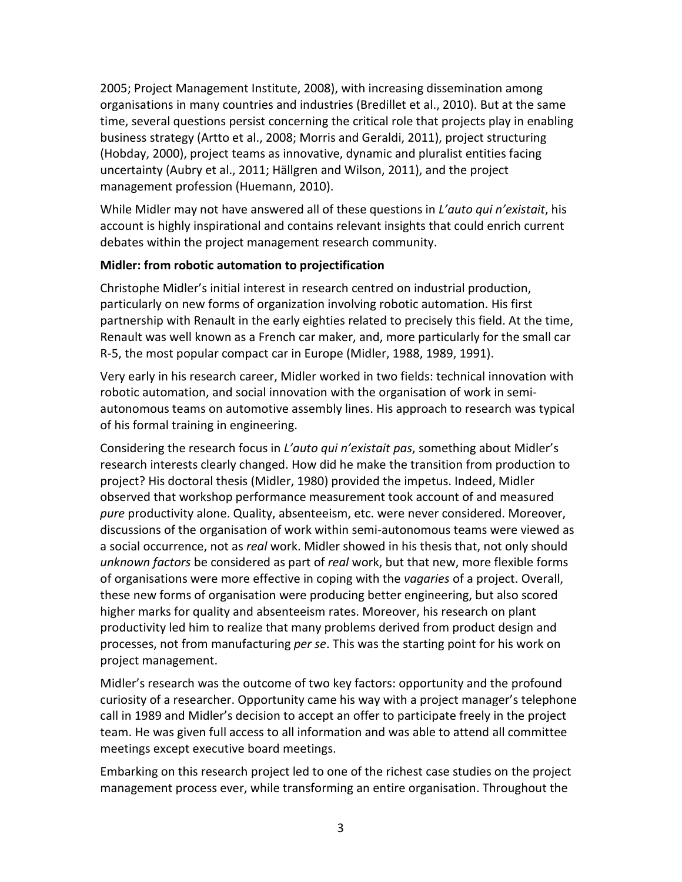2005; Project Management Institute, 2008), with increasing dissemination among organisations in many countries and industries (Bredillet et al., 2010). But at the same time, several questions persist concerning the critical role that projects play in enabling business strategy (Artto et al., 2008; Morris and Geraldi, 2011), project structuring (Hobday, 2000), project teams as innovative, dynamic and pluralist entities facing uncertainty (Aubry et al., 2011; Hällgren and Wilson, 2011), and the project management profession (Huemann, 2010).

While Midler may not have answered all of these questions in *L'auto qui n'existait*, his account is highly inspirational and contains relevant insights that could enrich current debates within the project management research community.

**Midler: from robotic automation to projectification**

Christophe Midler's initial interest in research centred on industrial production, particularly on new forms of organization involving robotic automation. His first partnership with Renault in the early eighties related to precisely this field. At the time, Renault was well known as a French car maker, and, more particularly for the small car R-5, the most popular compact car in Europe (Midler, 1988, 1989, 1991).

Very early in his research career, Midler worked in two fields: technical innovation with robotic automation, and social innovation with the organisation of work in semi-autonomous teams on automotive assembly lines. His approach to research was typical of his formal training in engineering.

Considering the research focus in *L'auto qui n'existait pas*, something about Midler's research interests clearly changed. How did he make the transition from production to project? His doctoral thesis (Midler, 1980) provided the impetus. Indeed, Midler observed that workshop performance measurement took account of and measured *pure* productivity alone. Quality, absenteeism, etc. were never considered. Moreover, discussions of the organisation of work within semi-autonomous teams were viewed as a social occurrence, not as *real* work. Midler showed in his thesis that, not only should *unknown factors* be considered as part of *real* work, but that new, more flexible forms of organisations were more effective in coping with the *vagaries* of a project. Overall, these new forms of organisation were producing better engineering, but also scored higher marks for quality and absenteeism rates. Moreover, his research on plant productivity led him to realize that many problems derived from product design and processes, not from manufacturing *per se*. This was the starting point for his work on project management.

Midler's research was the outcome of two key factors: opportunity and the profound curiosity of a researcher. Opportunity came his way with a project manager's telephone call in 1989 and Midler's decision to accept an offer to participate freely in the project team. He was given full access to all information and was able to attend all committee meetings except executive board meetings.

Embarking on this research project led to one of the richest case studies on the project management process ever, while transforming an entire organisation. Throughout the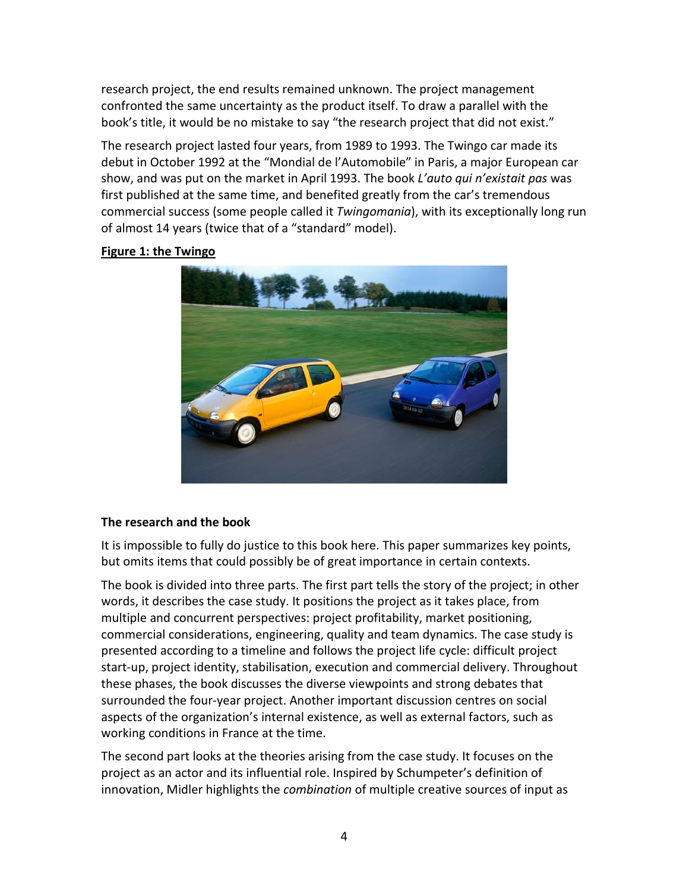research project, the end results remained unknown. The project management confronted the same uncertainty as the product itself. To draw a parallel with the book's title, it would be no mistake to say "the research project that did not exist."

The research project lasted four years, from 1989 to 1993. The Twingo car made its debut in October 1992 at the "Mondial de l'Automobile" in Paris, a major European car show, and was put on the market in April 1993. The book *L'auto qui n'existait pas* was first published at the same time, and benefited greatly from the car's tremendous commercial success (some people called it *Twingomania*), with its exceptionally long run of almost 14 years (twice that of a "standard" model).

**Figure 1: the Twingo**

### The research and the book

It is impossible to fully do justice to this book here. This paper summarizes key points, but omits items that could possibly be of great importance in certain contexts.

The book is divided into three parts. The first part tells the story of the project; in other words, it describes the case study. It positions the project as it takes place, from multiple and concurrent perspectives: project profitability, market positioning, commercial considerations, engineering, quality and team dynamics. The case study is presented according to a timeline and follows the project life cycle: difficult project start-up, project identity, stabilisation, execution and commercial delivery. Throughout these phases, the book discusses the diverse viewpoints and strong debates that surrounded the four-year project. Another important discussion centres on social aspects of the organization's internal existence, as well as external factors, such as working conditions in France at the time.

The second part looks at the theories arising from the case study. It focuses on the project as an actor and its influential role. Inspired by Schumpeter's definition of innovation, Midler highlights the *combination* of multiple creative sources of input as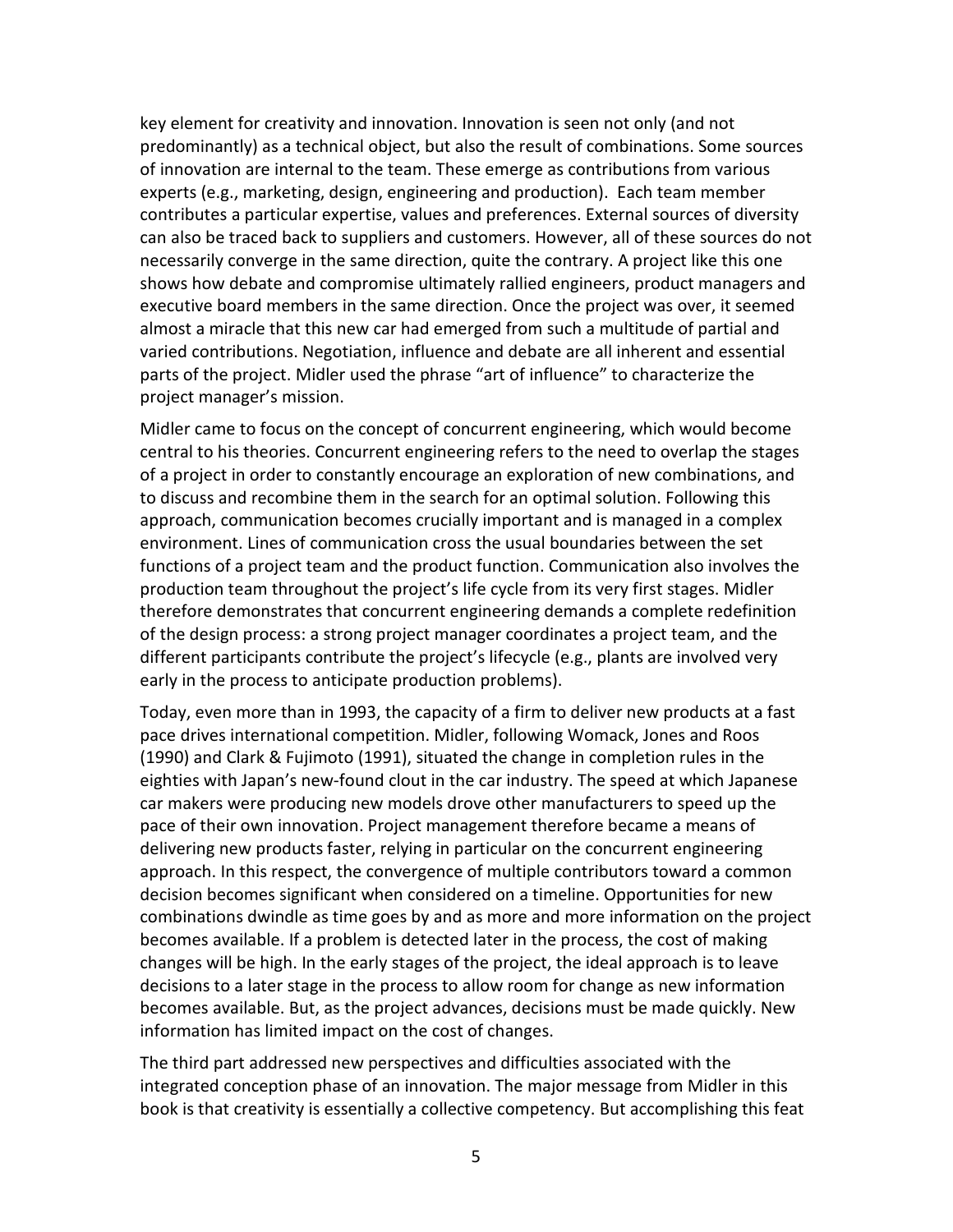key element for creativity and innovation. Innovation is seen not only (and not predominantly) as a technical object, but also the result of combinations. Some sources of innovation are internal to the team. These emerge as contributions from various experts (e.g., marketing, design, engineering and production). Each team member contributes a particular expertise, values and preferences. External sources of diversity can also be traced back to suppliers and customers. However, all of these sources do not necessarily converge in the same direction, quite the contrary. A project like this one shows how debate and compromise ultimately rallied engineers, product managers and executive board members in the same direction. Once the project was over, it seemed almost a miracle that this new car had emerged from such a multitude of partial and varied contributions. Negotiation, influence and debate are all inherent and essential parts of the project. Midler used the phrase "art of influence" to characterize the project manager's mission.

Midler came to focus on the concept of concurrent engineering, which would become central to his theories. Concurrent engineering refers to the need to overlap the stages of a project in order to constantly encourage an exploration of new combinations, and to discuss and recombine them in the search for an optimal solution. Following this approach, communication becomes crucially important and is managed in a complex environment. Lines of communication cross the usual boundaries between the set functions of a project team and the product function. Communication also involves the production team throughout the project's life cycle from its very first stages. Midler therefore demonstrates that concurrent engineering demands a complete redefinition of the design process: a strong project manager coordinates a project team, and the different participants contribute the project's lifecycle (e.g., plants are involved very early in the process to anticipate production problems).

Today, even more than in 1993, the capacity of a firm to deliver new products at a fast pace drives international competition. Midler, following Womack, Jones and Roos (1990) and Clark & Fujimoto (1991), situated the change in completion rules in the eighties with Japan's new-found clout in the car industry. The speed at which Japanese car makers were producing new models drove other manufacturers to speed up the pace of their own innovation. Project management therefore became a means of delivering new products faster, relying in particular on the concurrent engineering approach. In this respect, the convergence of multiple contributors toward a common decision becomes significant when considered on a timeline. Opportunities for new combinations dwindle as time goes by and as more and more information on the project becomes available. If a problem is detected later in the process, the cost of making changes will be high. In the early stages of the project, the ideal approach is to leave decisions to a later stage in the process to allow room for change as new information becomes available. But, as the project advances, decisions must be made quickly. New information has limited impact on the cost of changes.

The third part addressed new perspectives and difficulties associated with the integrated conception phase of an innovation. The major message from Midler in this book is that creativity is essentially a collective competency. But accomplishing this feat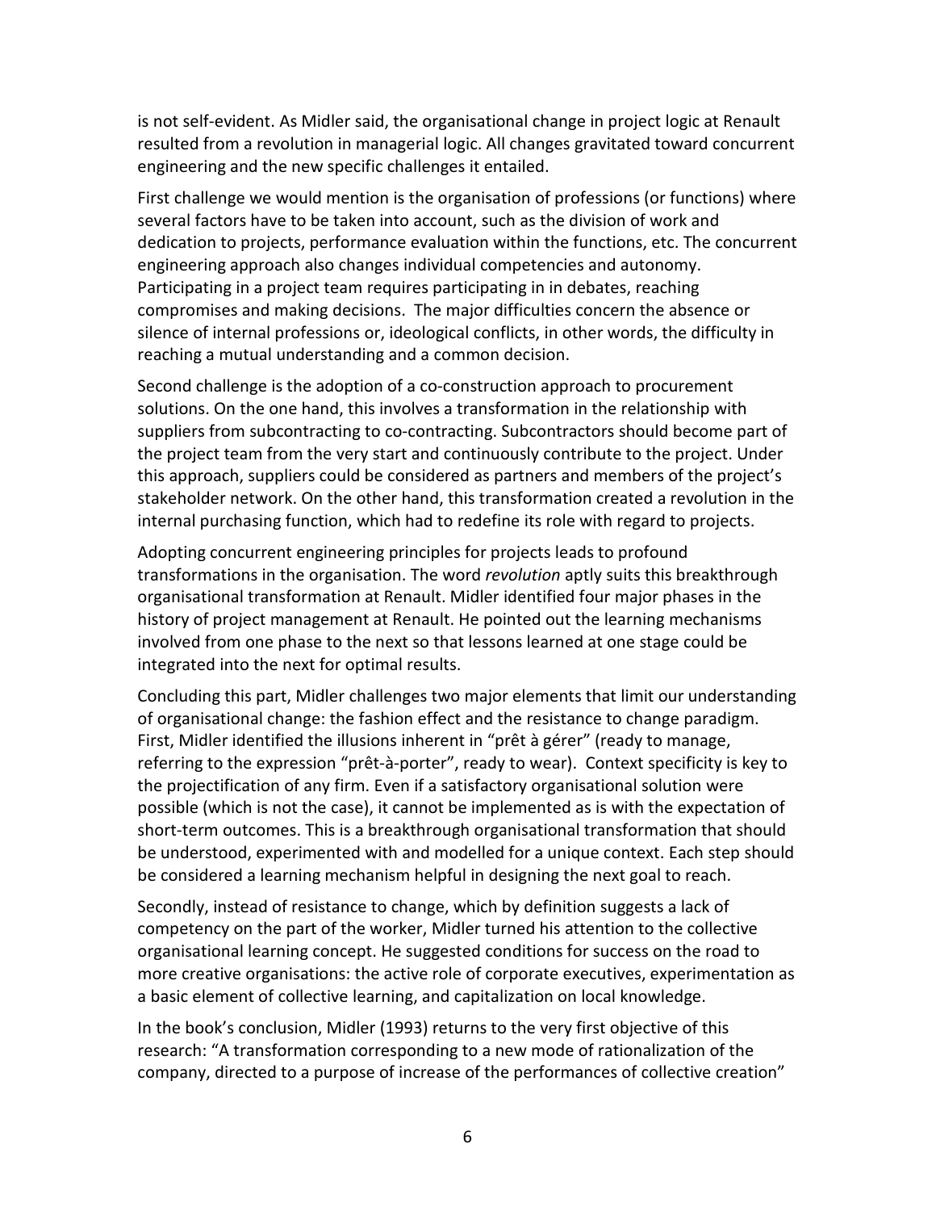is not self-evident. As Midler said, the organisational change in project logic at Renault resulted from a revolution in managerial logic. All changes gravitated toward concurrent engineering and the new specific challenges it entailed.

First challenge we would mention is the organisation of professions (or functions) where several factors have to be taken into account, such as the division of work and dedication to projects, performance evaluation within the functions, etc. The concurrent engineering approach also changes individual competencies and autonomy. Participating in a project team requires participating in in debates, reaching compromises and making decisions. The major difficulties concern the absence or silence of internal professions or, ideological conflicts, in other words, the difficulty in reaching a mutual understanding and a common decision.

Second challenge is the adoption of a co-construction approach to procurement solutions. On the one hand, this involves a transformation in the relationship with suppliers from subcontracting to co-contracting. Subcontractors should become part of the project team from the very start and continuously contribute to the project. Under this approach, suppliers could be considered as partners and members of the project's stakeholder network. On the other hand, this transformation created a revolution in the internal purchasing function, which had to redefine its role with regard to projects.

Adopting concurrent engineering principles for projects leads to profound transformations in the organisation. The word *revolution* aptly suits this breakthrough organisational transformation at Renault. Midler identified four major phases in the history of project management at Renault. He pointed out the learning mechanisms involved from one phase to the next so that lessons learned at one stage could be integrated into the next for optimal results.

Concluding this part, Midler challenges two major elements that limit our understanding of organisational change: the fashion effect and the resistance to change paradigm. First, Midler identified the illusions inherent in "prêt à gérer" (ready to manage, referring to the expression "prêt-à-porter", ready to wear). Context specificity is key to the projectification of any firm. Even if a satisfactory organisational solution were possible (which is not the case), it cannot be implemented as is with the expectation of short-term outcomes. This is a breakthrough organisational transformation that should be understood, experimented with and modelled for a unique context. Each step should be considered a learning mechanism helpful in designing the next goal to reach.

Secondly, instead of resistance to change, which by definition suggests a lack of competency on the part of the worker, Midler turned his attention to the collective organisational learning concept. He suggested conditions for success on the road to more creative organisations: the active role of corporate executives, experimentation as a basic element of collective learning, and capitalization on local knowledge.

In the book's conclusion, Midler (1993) returns to the very first objective of this research: "A transformation corresponding to a new mode of rationalization of the company, directed to a purpose of increase of the performances of collective creation"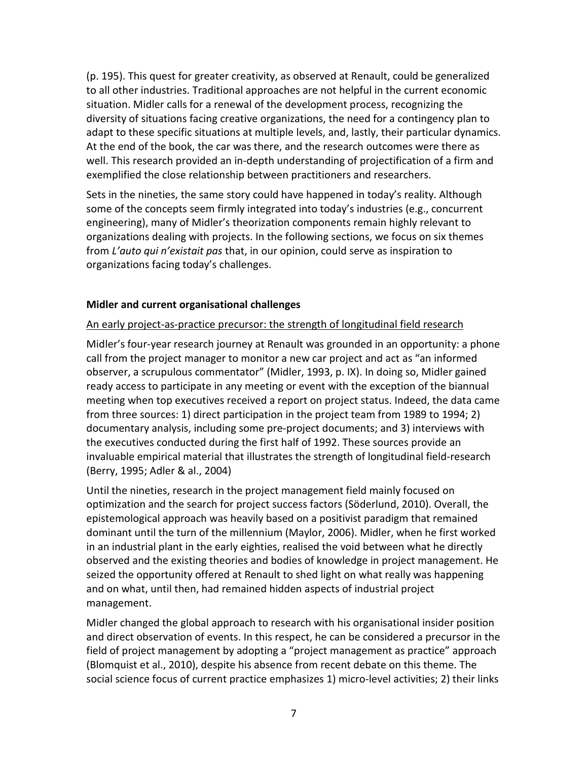(p. 195). This quest for greater creativity, as observed at Renault, could be generalized to all other industries. Traditional approaches are not helpful in the current economic situation. Midler calls for a renewal of the development process, recognizing the diversity of situations facing creative organizations, the need for a contingency plan to adapt to these specific situations at multiple levels, and, lastly, their particular dynamics. At the end of the book, the car was there, and the research outcomes were there as well. This research provided an in-depth understanding of projectification of a firm and exemplified the close relationship between practitioners and researchers.

Sets in the nineties, the same story could have happened in today's reality. Although some of the concepts seem firmly integrated into today's industries (e.g., concurrent engineering), many of Midler's theorization components remain highly relevant to organizations dealing with projects. In the following sections, we focus on six themes from *L'auto qui n'existait pas* that, in our opinion, could serve as inspiration to organizations facing today's challenges.

## Midler and current organisational challenges

### An early project-as-practice precursor: the strength of longitudinal field research

Midler's four-year research journey at Renault was grounded in an opportunity: a phone call from the project manager to monitor a new car project and act as "an informed observer, a scrupulous commentator" (Midler, 1993, p. IX). In doing so, Midler gained ready access to participate in any meeting or event with the exception of the biannual meeting when top executives received a report on project status. Indeed, the data came from three sources: 1) direct participation in the project team from 1989 to 1994; 2) documentary analysis, including some pre-project documents; and 3) interviews with the executives conducted during the first half of 1992. These sources provide an invaluable empirical material that illustrates the strength of longitudinal field-research (Berry, 1995; Adler & al., 2004)

Until the nineties, research in the project management field mainly focused on optimization and the search for project success factors (Söderlund, 2010). Overall, the epistemological approach was heavily based on a positivist paradigm that remained dominant until the turn of the millennium (Maylor, 2006). Midler, when he first worked in an industrial plant in the early eighties, realised the void between what he directly observed and the existing theories and bodies of knowledge in project management. He seized the opportunity offered at Renault to shed light on what really was happening and on what, until then, had remained hidden aspects of industrial project management.

Midler changed the global approach to research with his organisational insider position and direct observation of events. In this respect, he can be considered a precursor in the field of project management by adopting a "project management as practice" approach (Blomquist et al., 2010), despite his absence from recent debate on this theme. The social science focus of current practice emphasizes 1) micro-level activities; 2) their links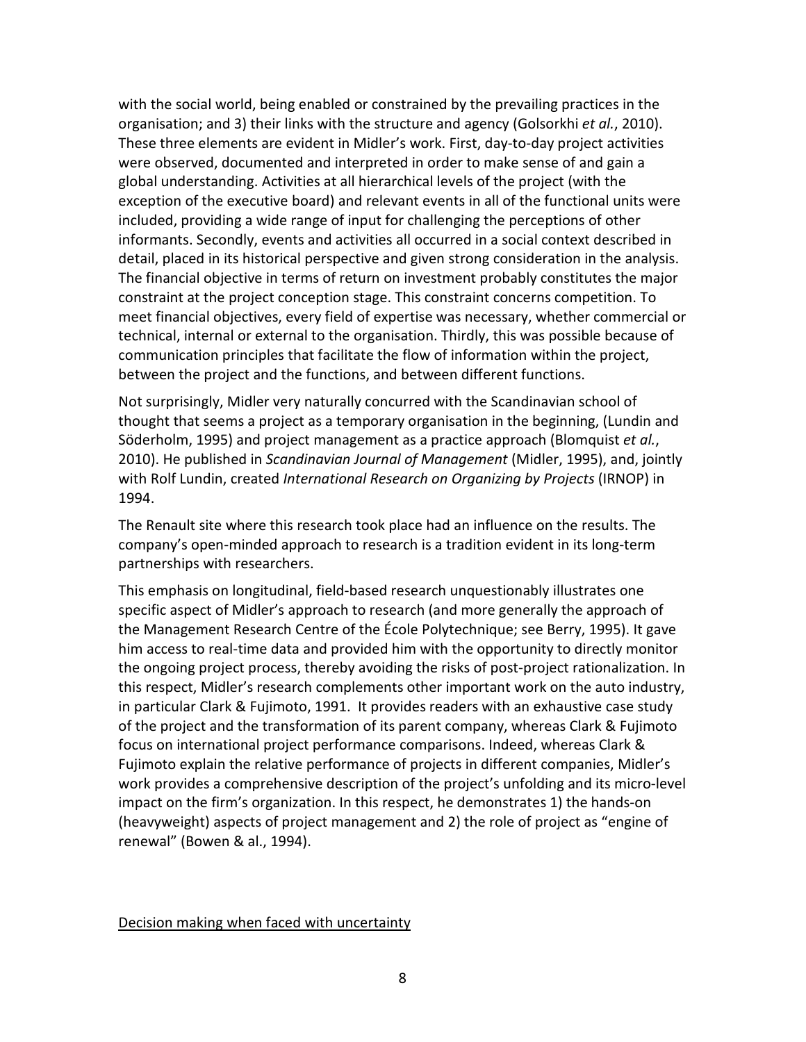with the social world, being enabled or constrained by the prevailing practices in the organisation; and 3) their links with the structure and agency (Golsorkhi *et al.*, 2010). These three elements are evident in Midler's work. First, day-to-day project activities were observed, documented and interpreted in order to make sense of and gain a global understanding. Activities at all hierarchical levels of the project (with the exception of the executive board) and relevant events in all of the functional units were included, providing a wide range of input for challenging the perceptions of other informants. Secondly, events and activities all occurred in a social context described in detail, placed in its historical perspective and given strong consideration in the analysis. The financial objective in terms of return on investment probably constitutes the major constraint at the project conception stage. This constraint concerns competition. To meet financial objectives, every field of expertise was necessary, whether commercial or technical, internal or external to the organisation. Thirdly, this was possible because of communication principles that facilitate the flow of information within the project, between the project and the functions, and between different functions.

Not surprisingly, Midler very naturally concurred with the Scandinavian school of thought that seems a project as a temporary organisation in the beginning, (Lundin and Söderholm, 1995) and project management as a practice approach (Blomquist *et al.*, 2010). He published in *Scandinavian Journal of Management* (Midler, 1995), and, jointly with Rolf Lundin, created *International Research on Organizing by Projects* (IRNOP) in 1994.

The Renault site where this research took place had an influence on the results. The company's open-minded approach to research is a tradition evident in its long-term partnerships with researchers.

This emphasis on longitudinal, field-based research unquestionably illustrates one specific aspect of Midler's approach to research (and more generally the approach of the Management Research Centre of the École Polytechnique; see Berry, 1995). It gave him access to real-time data and provided him with the opportunity to directly monitor the ongoing project process, thereby avoiding the risks of post-project rationalization. In this respect, Midler's research complements other important work on the auto industry, in particular Clark & Fujimoto, 1991. It provides readers with an exhaustive case study of the project and the transformation of its parent company, whereas Clark & Fujimoto focus on international project performance comparisons. Indeed, whereas Clark & Fujimoto explain the relative performance of projects in different companies, Midler's work provides a comprehensive description of the project's unfolding and its micro-level impact on the firm's organization. In this respect, he demonstrates 1) the hands-on (heavyweight) aspects of project management and 2) the role of project as "engine of renewal" (Bowen & al., 1994).

## Decision making when faced with uncertainty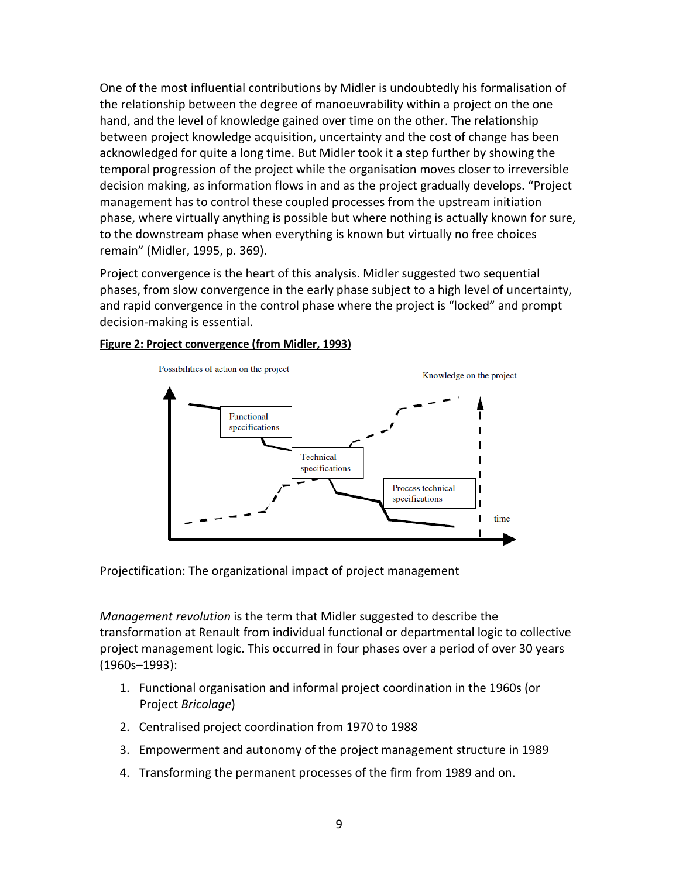One of the most influential contributions by Midler is undoubtedly his formalisation of the relationship between the degree of manoeuvrability within a project on the one hand, and the level of knowledge gained over time on the other. The relationship between project knowledge acquisition, uncertainty and the cost of change has been acknowledged for quite a long time. But Midler took it a step further by showing the temporal progression of the project while the organisation moves closer to irreversible decision making, as information flows in and as the project gradually develops. "Project management has to control these coupled processes from the upstream initiation phase, where virtually anything is possible but where nothing is actually known for sure, to the downstream phase when everything is known but virtually no free choices remain" (Midler, 1995, p. 369).

Project convergence is the heart of this analysis. Midler suggested two sequential phases, from slow convergence in the early phase subject to a high level of uncertainty, and rapid convergence in the control phase where the project is "locked" and prompt decision-making is essential.

**Figure 2: Project convergence (from Midler, 1993)**

Possibilities of action on the project

Knowledge on the project

Functional specifications

Technical specifications

Process technical specifications

time

Projectification: The organizational impact of project management

*Management revolution* is the term that Midler suggested to describe the transformation at Renault from individual functional or departmental logic to collective project management logic. This occurred in four phases over a period of over 30 years (1960s–1993):

1. Functional organisation and informal project coordination in the 1960s (or Project *Bricolage*)
2. Centralised project coordination from 1970 to 1988
3. Empowerment and autonomy of the project management structure in 1989
4. Transforming the permanent processes of the firm from 1989 and on.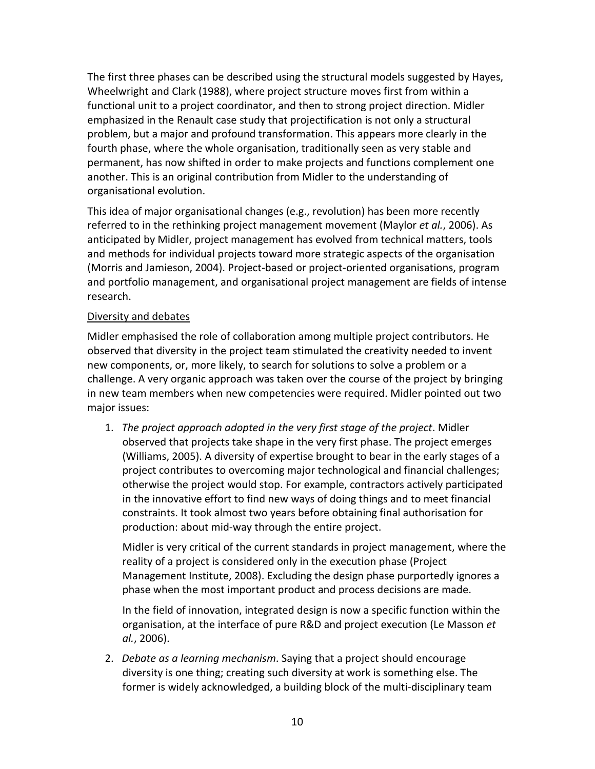The first three phases can be described using the structural models suggested by Hayes, Wheelwright and Clark (1988), where project structure moves first from within a functional unit to a project coordinator, and then to strong project direction. Midler emphasized in the Renault case study that projectification is not only a structural problem, but a major and profound transformation. This appears more clearly in the fourth phase, where the whole organisation, traditionally seen as very stable and permanent, has now shifted in order to make projects and functions complement one another. This is an original contribution from Midler to the understanding of organisational evolution.

This idea of major organisational changes (e.g., revolution) has been more recently referred to in the rethinking project management movement (Maylor *et al.*, 2006). As anticipated by Midler, project management has evolved from technical matters, tools and methods for individual projects toward more strategic aspects of the organisation (Morris and Jamieson, 2004). Project-based or project-oriented organisations, program and portfolio management, and organisational project management are fields of intense research.

<u>Diversity and debates</u>

Midler emphasised the role of collaboration among multiple project contributors. He observed that diversity in the project team stimulated the creativity needed to invent new components, or, more likely, to search for solutions to solve a problem or a challenge. A very organic approach was taken over the course of the project by bringing in new team members when new competencies were required. Midler pointed out two major issues:

1. *The project approach adopted in the very first stage of the project*. Midler observed that projects take shape in the very first phase. The project emerges (Williams, 2005). A diversity of expertise brought to bear in the early stages of a project contributes to overcoming major technological and financial challenges; otherwise the project would stop. For example, contractors actively participated in the innovative effort to find new ways of doing things and to meet financial constraints. It took almost two years before obtaining final authorisation for production: about mid-way through the entire project.

   Midler is very critical of the current standards in project management, where the reality of a project is considered only in the execution phase (Project Management Institute, 2008). Excluding the design phase purportedly ignores a phase when the most important product and process decisions are made.

   In the field of innovation, integrated design is now a specific function within the organisation, at the interface of pure R&D and project execution (Le Masson *et al.*, 2006).

2. *Debate as a learning mechanism*. Saying that a project should encourage diversity is one thing; creating such diversity at work is something else. The former is widely acknowledged, a building block of the multi-disciplinary team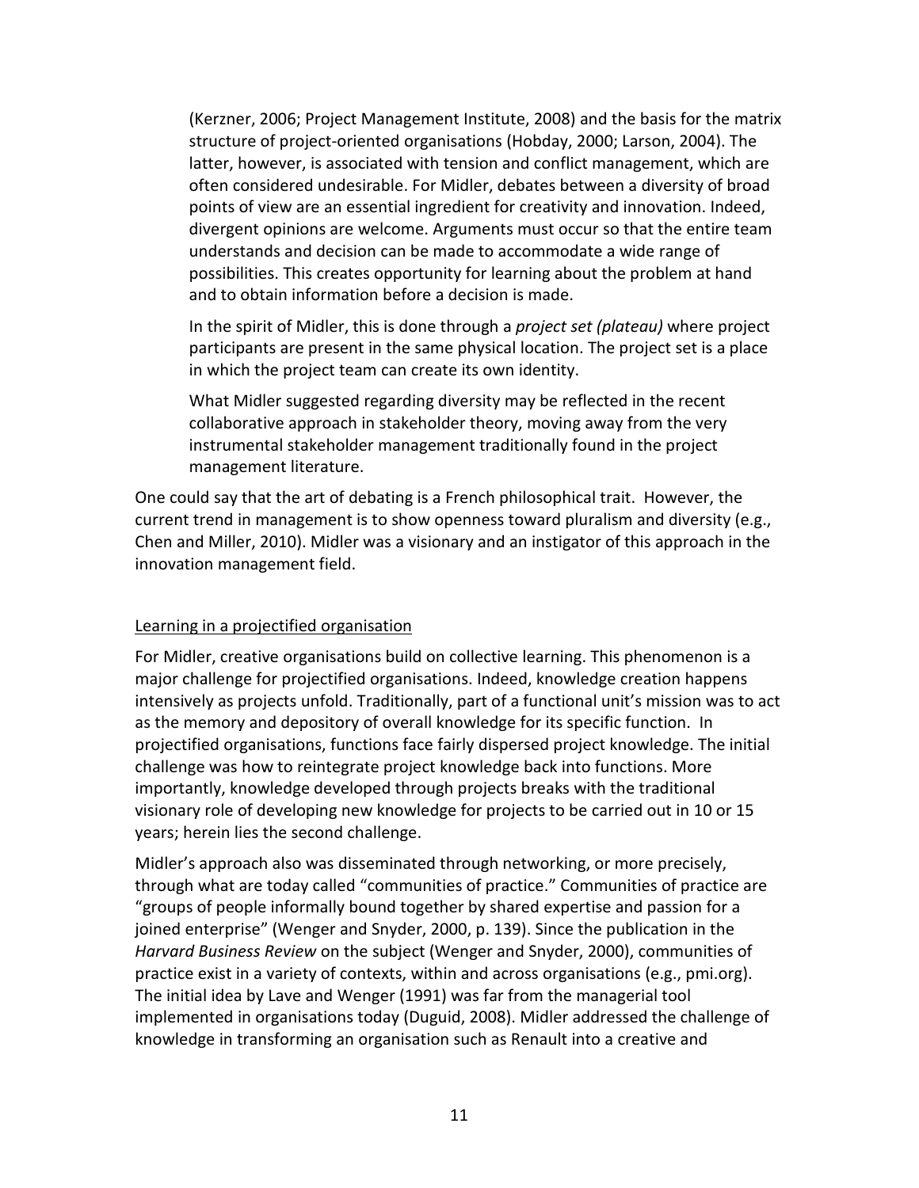> (Kerzner, 2006; Project Management Institute, 2008) and the basis for the matrix structure of project-oriented organisations (Hobday, 2000; Larson, 2004). The latter, however, is associated with tension and conflict management, which are often considered undesirable. For Midler, debates between a diversity of broad points of view are an essential ingredient for creativity and innovation. Indeed, divergent opinions are welcome. Arguments must occur so that the entire team understands and decision can be made to accommodate a wide range of possibilities. This creates opportunity for learning about the problem at hand and to obtain information before a decision is made.
>
> In the spirit of Midler, this is done through a *project set (plateau)* where project participants are present in the same physical location. The project set is a place in which the project team can create its own identity.
>
> What Midler suggested regarding diversity may be reflected in the recent collaborative approach in stakeholder theory, moving away from the very instrumental stakeholder management traditionally found in the project management literature.

One could say that the art of debating is a French philosophical trait. However, the current trend in management is to show openness toward pluralism and diversity (e.g., Chen and Miller, 2010). Midler was a visionary and an instigator of this approach in the innovation management field.

<u>Learning in a projectified organisation</u>

For Midler, creative organisations build on collective learning. This phenomenon is a major challenge for projectified organisations. Indeed, knowledge creation happens intensively as projects unfold. Traditionally, part of a functional unit's mission was to act as the memory and depository of overall knowledge for its specific function. In projectified organisations, functions face fairly dispersed project knowledge. The initial challenge was how to reintegrate project knowledge back into functions. More importantly, knowledge developed through projects breaks with the traditional visionary role of developing new knowledge for projects to be carried out in 10 or 15 years; herein lies the second challenge.

Midler's approach also was disseminated through networking, or more precisely, through what are today called "communities of practice." Communities of practice are "groups of people informally bound together by shared expertise and passion for a joined enterprise" (Wenger and Snyder, 2000, p. 139). Since the publication in the *Harvard Business Review* on the subject (Wenger and Snyder, 2000), communities of practice exist in a variety of contexts, within and across organisations (e.g., pmi.org). The initial idea by Lave and Wenger (1991) was far from the managerial tool implemented in organisations today (Duguid, 2008). Midler addressed the challenge of knowledge in transforming an organisation such as Renault into a creative and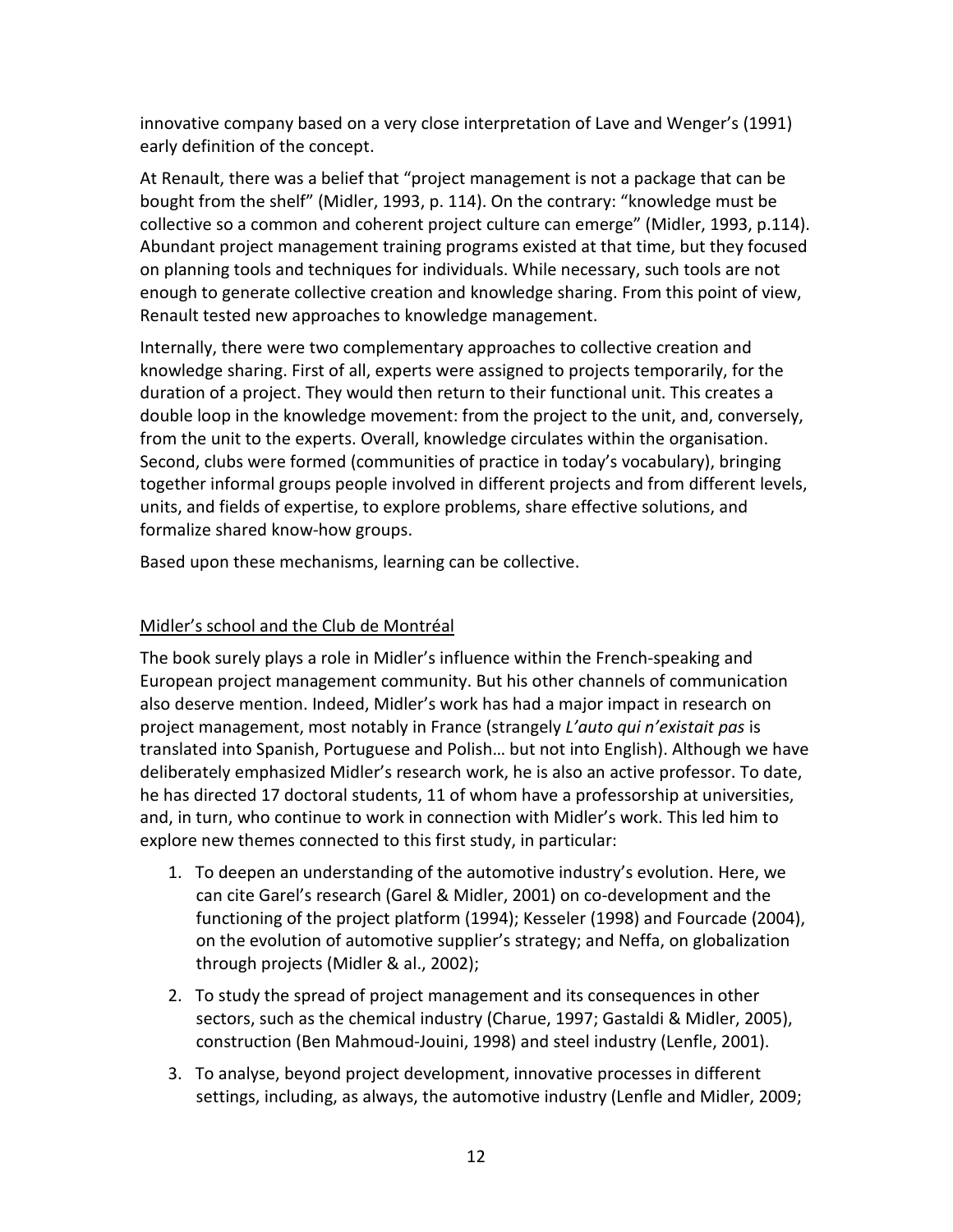innovative company based on a very close interpretation of Lave and Wenger's (1991) early definition of the concept.

At Renault, there was a belief that "project management is not a package that can be bought from the shelf" (Midler, 1993, p. 114). On the contrary: "knowledge must be collective so a common and coherent project culture can emerge" (Midler, 1993, p.114). Abundant project management training programs existed at that time, but they focused on planning tools and techniques for individuals. While necessary, such tools are not enough to generate collective creation and knowledge sharing. From this point of view, Renault tested new approaches to knowledge management.

Internally, there were two complementary approaches to collective creation and knowledge sharing. First of all, experts were assigned to projects temporarily, for the duration of a project. They would then return to their functional unit. This creates a double loop in the knowledge movement: from the project to the unit, and, conversely, from the unit to the experts. Overall, knowledge circulates within the organisation. Second, clubs were formed (communities of practice in today's vocabulary), bringing together informal groups people involved in different projects and from different levels, units, and fields of expertise, to explore problems, share effective solutions, and formalize shared know-how groups.

Based upon these mechanisms, learning can be collective.

## Midler's school and the Club de Montréal

The book surely plays a role in Midler's influence within the French-speaking and European project management community. But his other channels of communication also deserve mention. Indeed, Midler's work has had a major impact in research on project management, most notably in France (strangely *L'auto qui n'existait pas* is translated into Spanish, Portuguese and Polish… but not into English). Although we have deliberately emphasized Midler's research work, he is also an active professor. To date, he has directed 17 doctoral students, 11 of whom have a professorship at universities, and, in turn, who continue to work in connection with Midler's work. This led him to explore new themes connected to this first study, in particular:

1. To deepen an understanding of the automotive industry's evolution. Here, we can cite Garel's research (Garel & Midler, 2001) on co-development and the functioning of the project platform (1994); Kesseler (1998) and Fourcade (2004), on the evolution of automotive supplier's strategy; and Neffa, on globalization through projects (Midler & al., 2002);
2. To study the spread of project management and its consequences in other sectors, such as the chemical industry (Charue, 1997; Gastaldi & Midler, 2005), construction (Ben Mahmoud-Jouini, 1998) and steel industry (Lenfle, 2001).
3. To analyse, beyond project development, innovative processes in different settings, including, as always, the automotive industry (Lenfle and Midler, 2009;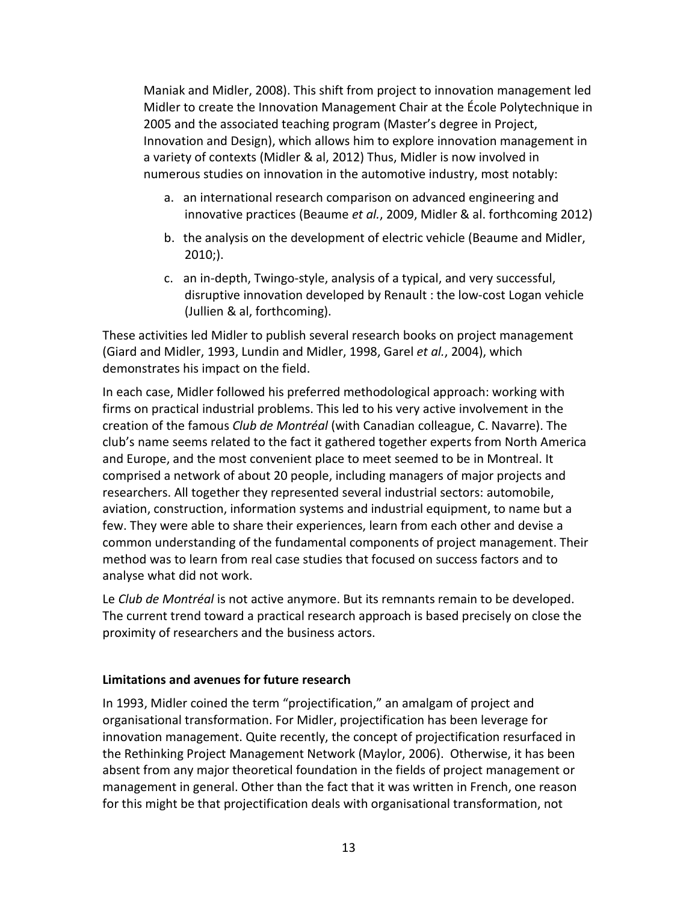Maniak and Midler, 2008). This shift from project to innovation management led Midler to create the Innovation Management Chair at the École Polytechnique in 2005 and the associated teaching program (Master's degree in Project, Innovation and Design), which allows him to explore innovation management in a variety of contexts (Midler & al, 2012) Thus, Midler is now involved in numerous studies on innovation in the automotive industry, most notably:

a. an international research comparison on advanced engineering and innovative practices (Beaume *et al.*, 2009, Midler & al. forthcoming 2012)

b. the analysis on the development of electric vehicle (Beaume and Midler, 2010;).

c. an in-depth, Twingo-style, analysis of a typical, and very successful, disruptive innovation developed by Renault : the low-cost Logan vehicle (Jullien & al, forthcoming).

These activities led Midler to publish several research books on project management (Giard and Midler, 1993, Lundin and Midler, 1998, Garel *et al.*, 2004), which demonstrates his impact on the field.

In each case, Midler followed his preferred methodological approach: working with firms on practical industrial problems. This led to his very active involvement in the creation of the famous *Club de Montréal* (with Canadian colleague, C. Navarre). The club's name seems related to the fact it gathered together experts from North America and Europe, and the most convenient place to meet seemed to be in Montreal. It comprised a network of about 20 people, including managers of major projects and researchers. All together they represented several industrial sectors: automobile, aviation, construction, information systems and industrial equipment, to name but a few. They were able to share their experiences, learn from each other and devise a common understanding of the fundamental components of project management. Their method was to learn from real case studies that focused on success factors and to analyse what did not work.

Le *Club de Montréal* is not active anymore. But its remnants remain to be developed. The current trend toward a practical research approach is based precisely on close the proximity of researchers and the business actors.

**Limitations and avenues for future research**

In 1993, Midler coined the term "projectification," an amalgam of project and organisational transformation. For Midler, projectification has been leverage for innovation management. Quite recently, the concept of projectification resurfaced in the Rethinking Project Management Network (Maylor, 2006). Otherwise, it has been absent from any major theoretical foundation in the fields of project management or management in general. Other than the fact that it was written in French, one reason for this might be that projectification deals with organisational transformation, not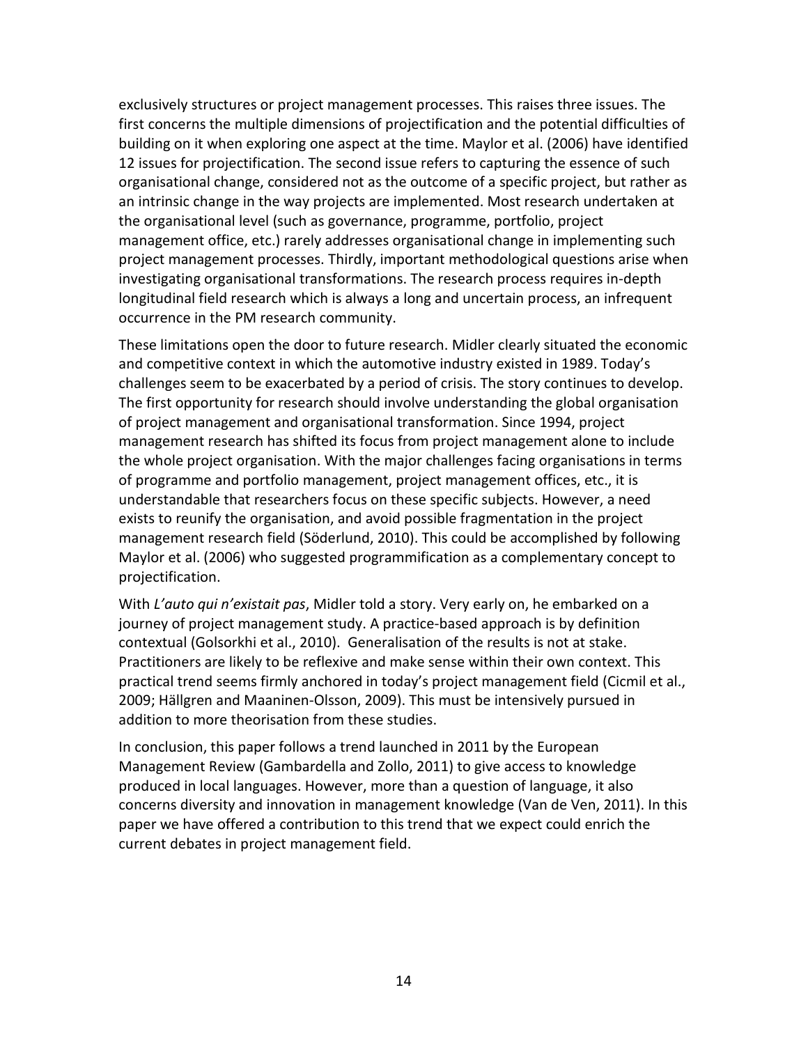exclusively structures or project management processes. This raises three issues. The first concerns the multiple dimensions of projectification and the potential difficulties of building on it when exploring one aspect at the time. Maylor et al. (2006) have identified 12 issues for projectification. The second issue refers to capturing the essence of such organisational change, considered not as the outcome of a specific project, but rather as an intrinsic change in the way projects are implemented. Most research undertaken at the organisational level (such as governance, programme, portfolio, project management office, etc.) rarely addresses organisational change in implementing such project management processes. Thirdly, important methodological questions arise when investigating organisational transformations. The research process requires in-depth longitudinal field research which is always a long and uncertain process, an infrequent occurrence in the PM research community.

These limitations open the door to future research. Midler clearly situated the economic and competitive context in which the automotive industry existed in 1989. Today's challenges seem to be exacerbated by a period of crisis. The story continues to develop. The first opportunity for research should involve understanding the global organisation of project management and organisational transformation. Since 1994, project management research has shifted its focus from project management alone to include the whole project organisation. With the major challenges facing organisations in terms of programme and portfolio management, project management offices, etc., it is understandable that researchers focus on these specific subjects. However, a need exists to reunify the organisation, and avoid possible fragmentation in the project management research field (Söderlund, 2010). This could be accomplished by following Maylor et al. (2006) who suggested programmification as a complementary concept to projectification.

With *L'auto qui n'existait pas*, Midler told a story. Very early on, he embarked on a journey of project management study. A practice-based approach is by definition contextual (Golsorkhi et al., 2010). Generalisation of the results is not at stake. Practitioners are likely to be reflexive and make sense within their own context. This practical trend seems firmly anchored in today's project management field (Cicmil et al., 2009; Hällgren and Maaninen-Olsson, 2009). This must be intensively pursued in addition to more theorisation from these studies.

In conclusion, this paper follows a trend launched in 2011 by the European Management Review (Gambardella and Zollo, 2011) to give access to knowledge produced in local languages. However, more than a question of language, it also concerns diversity and innovation in management knowledge (Van de Ven, 2011). In this paper we have offered a contribution to this trend that we expect could enrich the current debates in project management field.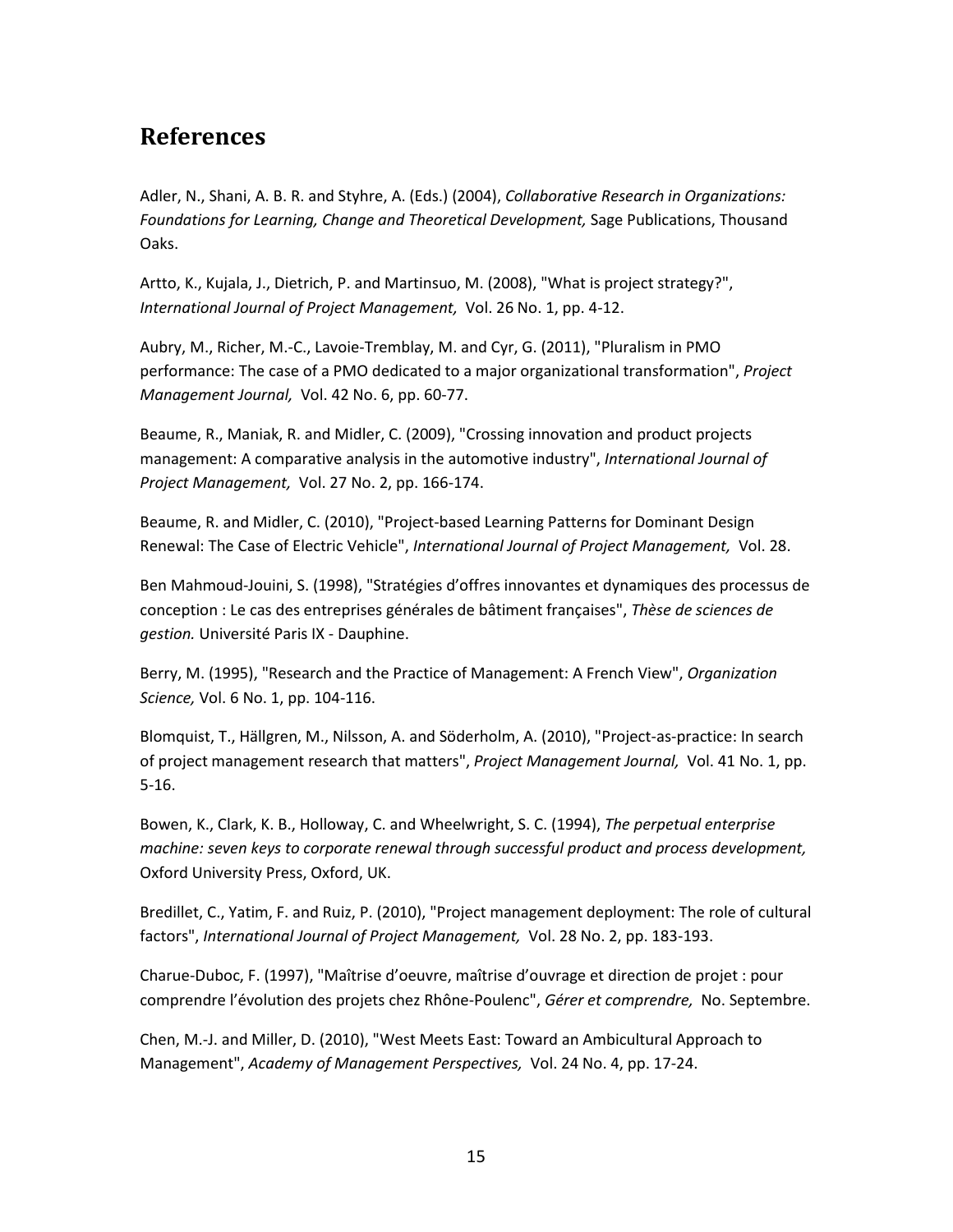## References

Adler, N., Shani, A. B. R. and Styhre, A. (Eds.) (2004), *Collaborative Research in Organizations: Foundations for Learning, Change and Theoretical Development,* Sage Publications, Thousand Oaks.

Artto, K., Kujala, J., Dietrich, P. and Martinsuo, M. (2008), "What is project strategy?", *International Journal of Project Management,* Vol. 26 No. 1, pp. 4-12.

Aubry, M., Richer, M.-C., Lavoie-Tremblay, M. and Cyr, G. (2011), "Pluralism in PMO performance: The case of a PMO dedicated to a major organizational transformation", *Project Management Journal,* Vol. 42 No. 6, pp. 60-77.

Beaume, R., Maniak, R. and Midler, C. (2009), "Crossing innovation and product projects management: A comparative analysis in the automotive industry", *International Journal of Project Management,* Vol. 27 No. 2, pp. 166-174.

Beaume, R. and Midler, C. (2010), "Project-based Learning Patterns for Dominant Design Renewal: The Case of Electric Vehicle", *International Journal of Project Management,* Vol. 28.

Ben Mahmoud-Jouini, S. (1998), "Stratégies d'offres innovantes et dynamiques des processus de conception : Le cas des entreprises générales de bâtiment françaises", *Thèse de sciences de gestion.* Université Paris IX - Dauphine.

Berry, M. (1995), "Research and the Practice of Management: A French View", *Organization Science,* Vol. 6 No. 1, pp. 104-116.

Blomquist, T., Hällgren, M., Nilsson, A. and Söderholm, A. (2010), "Project-as-practice: In search of project management research that matters", *Project Management Journal,* Vol. 41 No. 1, pp. 5-16.

Bowen, K., Clark, K. B., Holloway, C. and Wheelwright, S. C. (1994), *The perpetual enterprise machine: seven keys to corporate renewal through successful product and process development,* Oxford University Press, Oxford, UK.

Bredillet, C., Yatim, F. and Ruiz, P. (2010), "Project management deployment: The role of cultural factors", *International Journal of Project Management,* Vol. 28 No. 2, pp. 183-193.

Charue-Duboc, F. (1997), "Maîtrise d'oeuvre, maîtrise d'ouvrage et direction de projet : pour comprendre l'évolution des projets chez Rhône-Poulenc", *Gérer et comprendre,* No. Septembre.

Chen, M.-J. and Miller, D. (2010), "West Meets East: Toward an Ambicultural Approach to Management", *Academy of Management Perspectives,* Vol. 24 No. 4, pp. 17-24.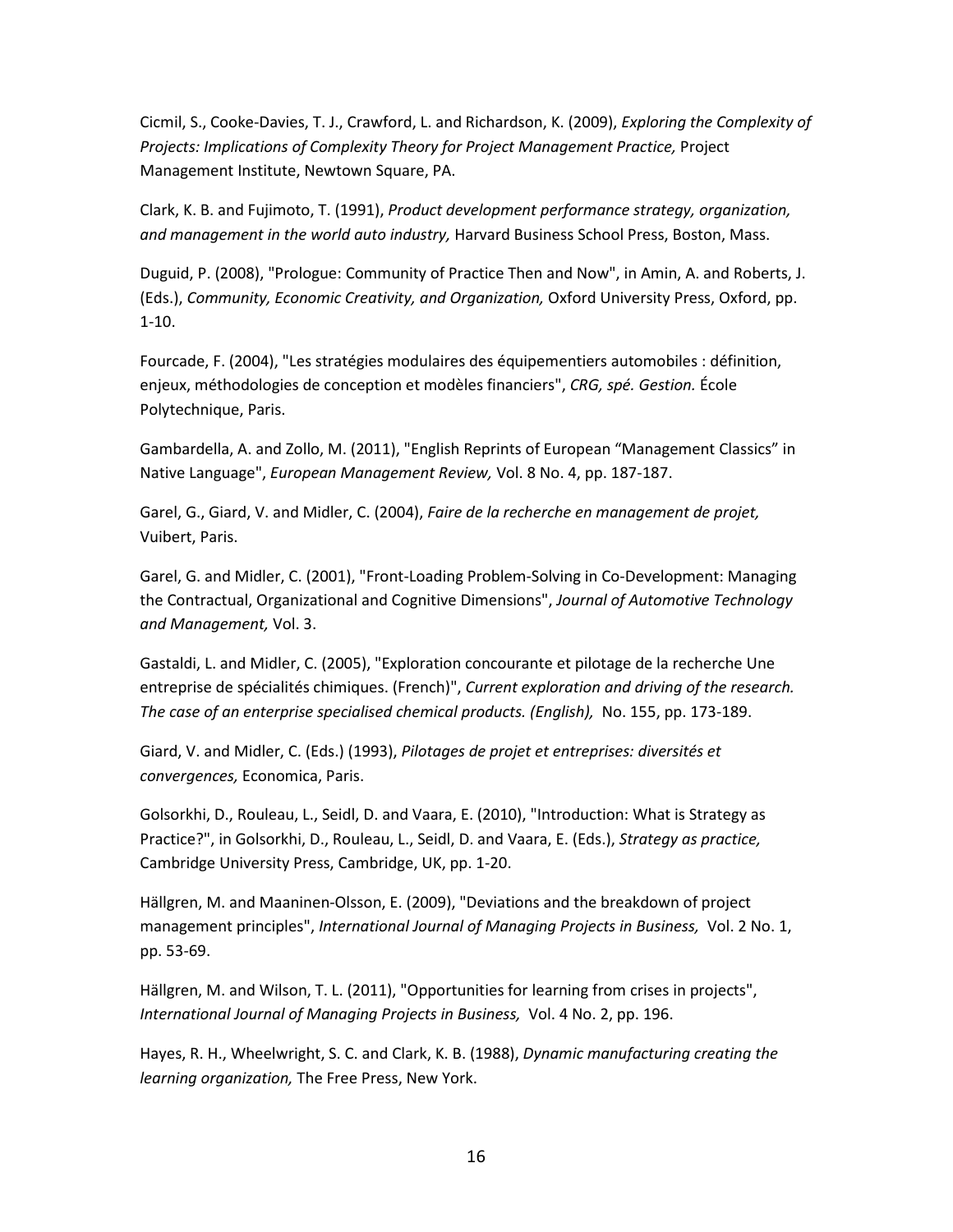Cicmil, S., Cooke-Davies, T. J., Crawford, L. and Richardson, K. (2009), *Exploring the Complexity of Projects: Implications of Complexity Theory for Project Management Practice,* Project Management Institute, Newtown Square, PA.

Clark, K. B. and Fujimoto, T. (1991), *Product development performance strategy, organization, and management in the world auto industry,* Harvard Business School Press, Boston, Mass.

Duguid, P. (2008), "Prologue: Community of Practice Then and Now", in Amin, A. and Roberts, J. (Eds.), *Community, Economic Creativity, and Organization,* Oxford University Press, Oxford, pp. 1-10.

Fourcade, F. (2004), "Les stratégies modulaires des équipementiers automobiles : définition, enjeux, méthodologies de conception et modèles financiers", *CRG, spé. Gestion.* École Polytechnique, Paris.

Gambardella, A. and Zollo, M. (2011), "English Reprints of European "Management Classics" in Native Language", *European Management Review,* Vol. 8 No. 4, pp. 187-187.

Garel, G., Giard, V. and Midler, C. (2004), *Faire de la recherche en management de projet,* Vuibert, Paris.

Garel, G. and Midler, C. (2001), "Front-Loading Problem-Solving in Co-Development: Managing the Contractual, Organizational and Cognitive Dimensions", *Journal of Automotive Technology and Management,* Vol. 3.

Gastaldi, L. and Midler, C. (2005), "Exploration concourante et pilotage de la recherche Une entreprise de spécialités chimiques. (French)", *Current exploration and driving of the research. The case of an enterprise specialised chemical products. (English),* No. 155, pp. 173-189.

Giard, V. and Midler, C. (Eds.) (1993), *Pilotages de projet et entreprises: diversités et convergences,* Economica, Paris.

Golsorkhi, D., Rouleau, L., Seidl, D. and Vaara, E. (2010), "Introduction: What is Strategy as Practice?", in Golsorkhi, D., Rouleau, L., Seidl, D. and Vaara, E. (Eds.), *Strategy as practice,* Cambridge University Press, Cambridge, UK, pp. 1-20.

Hällgren, M. and Maaninen-Olsson, E. (2009), "Deviations and the breakdown of project management principles", *International Journal of Managing Projects in Business,* Vol. 2 No. 1, pp. 53-69.

Hällgren, M. and Wilson, T. L. (2011), "Opportunities for learning from crises in projects", *International Journal of Managing Projects in Business,* Vol. 4 No. 2, pp. 196.

Hayes, R. H., Wheelwright, S. C. and Clark, K. B. (1988), *Dynamic manufacturing creating the learning organization,* The Free Press, New York.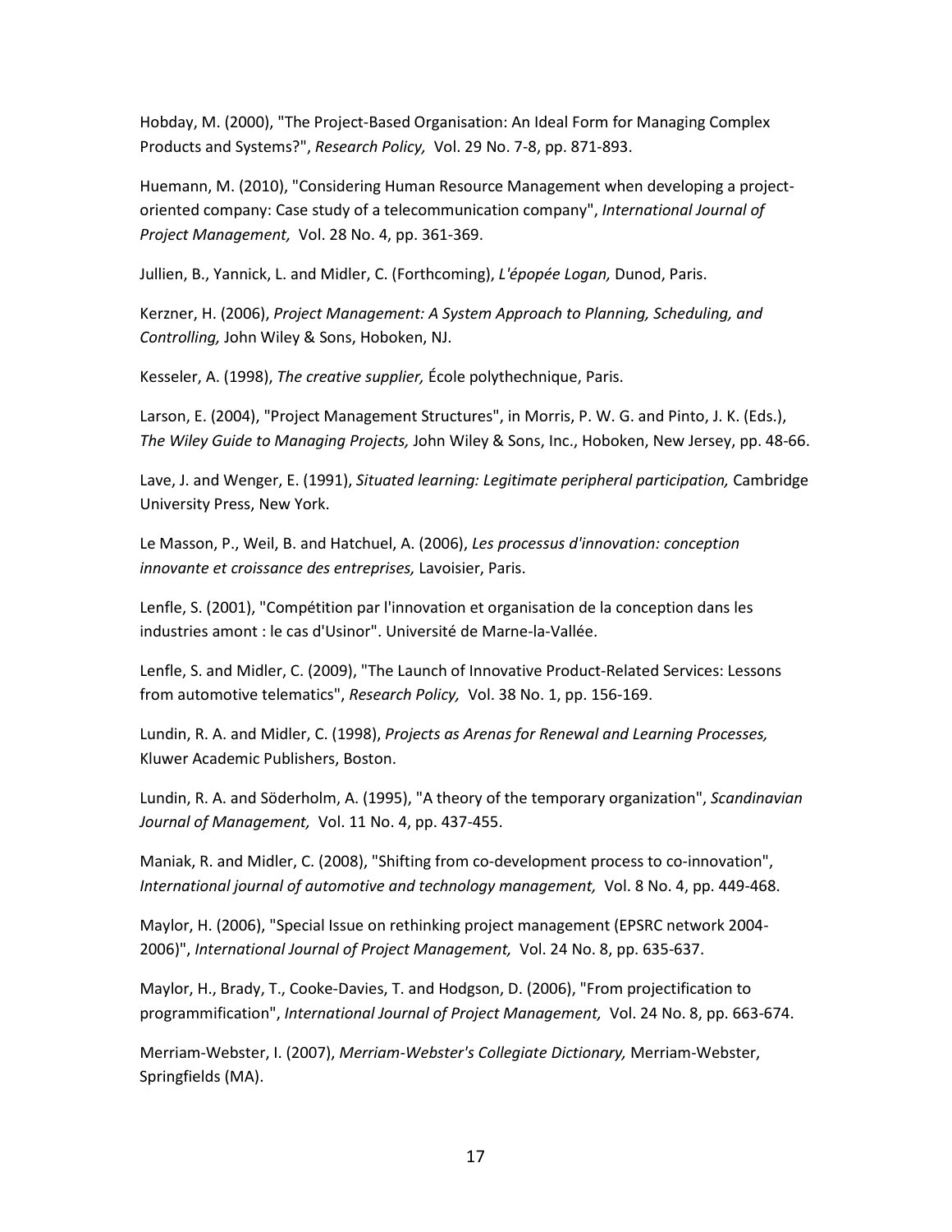Hobday, M. (2000), "The Project-Based Organisation: An Ideal Form for Managing Complex Products and Systems?", *Research Policy,* Vol. 29 No. 7-8, pp. 871-893.

Huemann, M. (2010), "Considering Human Resource Management when developing a project-oriented company: Case study of a telecommunication company", *International Journal of Project Management,* Vol. 28 No. 4, pp. 361-369.

Jullien, B., Yannick, L. and Midler, C. (Forthcoming), *L'épopée Logan,* Dunod, Paris.

Kerzner, H. (2006), *Project Management: A System Approach to Planning, Scheduling, and Controlling,* John Wiley & Sons, Hoboken, NJ.

Kesseler, A. (1998), *The creative supplier,* École polythechnique, Paris.

Larson, E. (2004), "Project Management Structures", in Morris, P. W. G. and Pinto, J. K. (Eds.), *The Wiley Guide to Managing Projects,* John Wiley & Sons, Inc., Hoboken, New Jersey, pp. 48-66.

Lave, J. and Wenger, E. (1991), *Situated learning: Legitimate peripheral participation,* Cambridge University Press, New York.

Le Masson, P., Weil, B. and Hatchuel, A. (2006), *Les processus d'innovation: conception innovante et croissance des entreprises,* Lavoisier, Paris.

Lenfle, S. (2001), "Compétition par l'innovation et organisation de la conception dans les industries amont : le cas d'Usinor". Université de Marne-la-Vallée.

Lenfle, S. and Midler, C. (2009), "The Launch of Innovative Product-Related Services: Lessons from automotive telematics", *Research Policy,* Vol. 38 No. 1, pp. 156-169.

Lundin, R. A. and Midler, C. (1998), *Projects as Arenas for Renewal and Learning Processes,* Kluwer Academic Publishers, Boston.

Lundin, R. A. and Söderholm, A. (1995), "A theory of the temporary organization", *Scandinavian Journal of Management,* Vol. 11 No. 4, pp. 437-455.

Maniak, R. and Midler, C. (2008), "Shifting from co-development process to co-innovation", *International journal of automotive and technology management,* Vol. 8 No. 4, pp. 449-468.

Maylor, H. (2006), "Special Issue on rethinking project management (EPSRC network 2004-2006)", *International Journal of Project Management,* Vol. 24 No. 8, pp. 635-637.

Maylor, H., Brady, T., Cooke-Davies, T. and Hodgson, D. (2006), "From projectification to programmification", *International Journal of Project Management,* Vol. 24 No. 8, pp. 663-674.

Merriam-Webster, I. (2007), *Merriam-Webster's Collegiate Dictionary,* Merriam-Webster, Springfields (MA).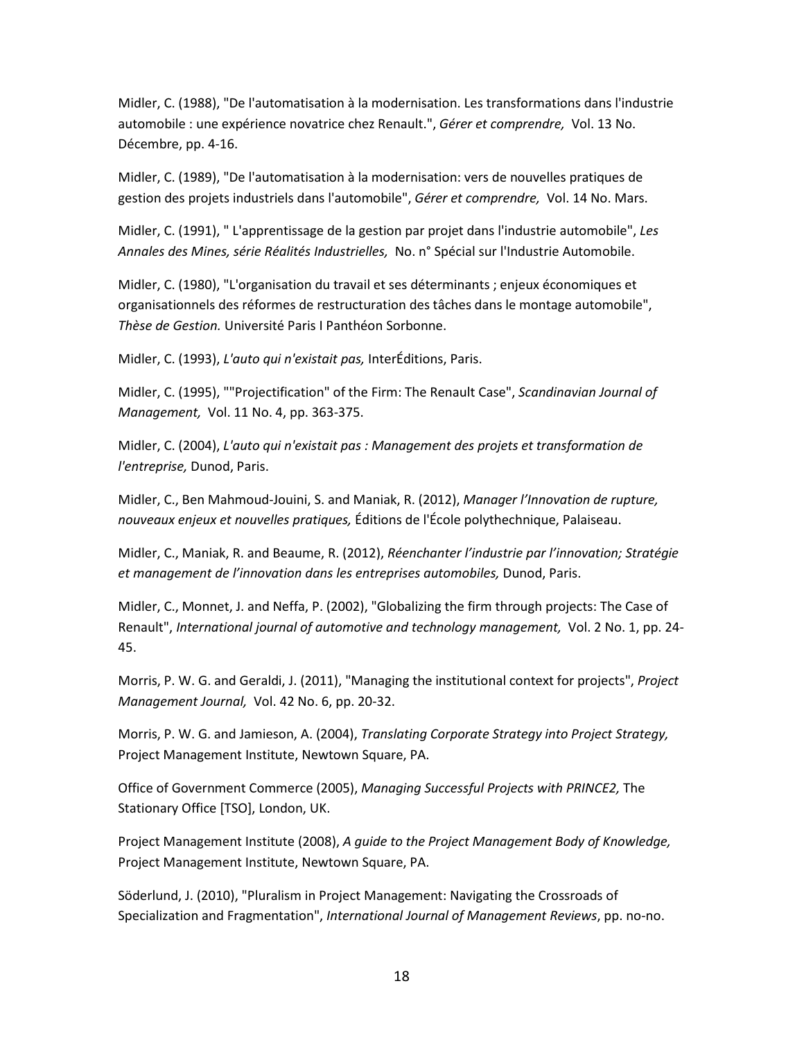Midler, C. (1988), "De l'automatisation à la modernisation. Les transformations dans l'industrie automobile : une expérience novatrice chez Renault.", *Gérer et comprendre,* Vol. 13 No. Décembre, pp. 4-16.

Midler, C. (1989), "De l'automatisation à la modernisation: vers de nouvelles pratiques de gestion des projets industriels dans l'automobile", *Gérer et comprendre,* Vol. 14 No. Mars.

Midler, C. (1991), " L'apprentissage de la gestion par projet dans l'industrie automobile", *Les Annales des Mines, série Réalités Industrielles,* No. n° Spécial sur l'Industrie Automobile.

Midler, C. (1980), "L'organisation du travail et ses déterminants ; enjeux économiques et organisationnels des réformes de restructuration des tâches dans le montage automobile", *Thèse de Gestion.* Université Paris I Panthéon Sorbonne.

Midler, C. (1993), *L'auto qui n'existait pas,* InterÉditions, Paris.

Midler, C. (1995), ""Projectification" of the Firm: The Renault Case", *Scandinavian Journal of Management,* Vol. 11 No. 4, pp. 363-375.

Midler, C. (2004), *L'auto qui n'existait pas : Management des projets et transformation de l'entreprise,* Dunod, Paris.

Midler, C., Ben Mahmoud-Jouini, S. and Maniak, R. (2012), *Manager l'Innovation de rupture, nouveaux enjeux et nouvelles pratiques,* Éditions de l'École polythechnique, Palaiseau.

Midler, C., Maniak, R. and Beaume, R. (2012), *Réenchanter l'industrie par l'innovation; Stratégie et management de l'innovation dans les entreprises automobiles,* Dunod, Paris.

Midler, C., Monnet, J. and Neffa, P. (2002), "Globalizing the firm through projects: The Case of Renault", *International journal of automotive and technology management,* Vol. 2 No. 1, pp. 24-45.

Morris, P. W. G. and Geraldi, J. (2011), "Managing the institutional context for projects", *Project Management Journal,* Vol. 42 No. 6, pp. 20-32.

Morris, P. W. G. and Jamieson, A. (2004), *Translating Corporate Strategy into Project Strategy,* Project Management Institute, Newtown Square, PA.

Office of Government Commerce (2005), *Managing Successful Projects with PRINCE2,* The Stationary Office [TSO], London, UK.

Project Management Institute (2008), *A guide to the Project Management Body of Knowledge,* Project Management Institute, Newtown Square, PA.

Söderlund, J. (2010), "Pluralism in Project Management: Navigating the Crossroads of Specialization and Fragmentation", *International Journal of Management Reviews*, pp. no-no.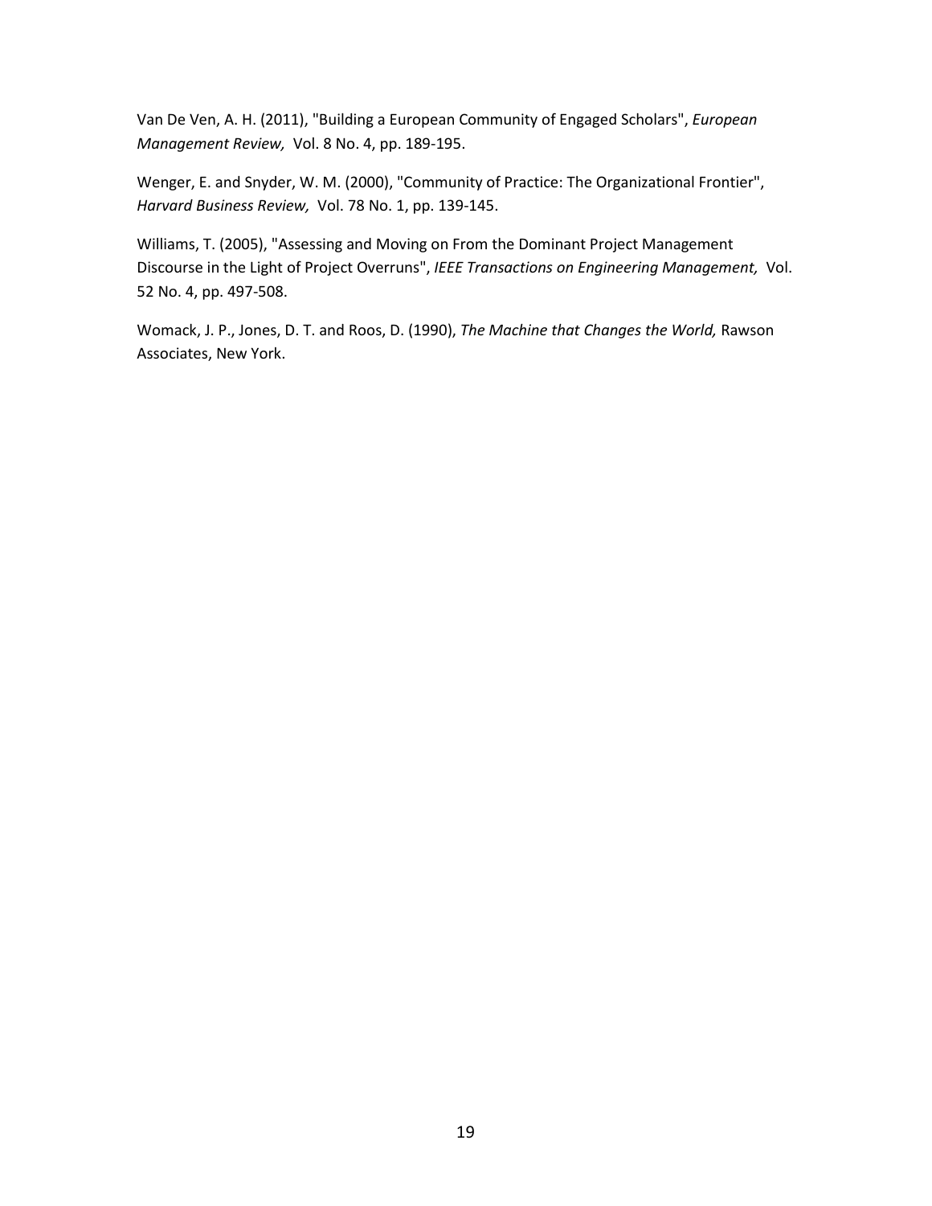Van De Ven, A. H. (2011), "Building a European Community of Engaged Scholars", *European Management Review,* Vol. 8 No. 4, pp. 189-195.

Wenger, E. and Snyder, W. M. (2000), "Community of Practice: The Organizational Frontier", *Harvard Business Review,* Vol. 78 No. 1, pp. 139-145.

Williams, T. (2005), "Assessing and Moving on From the Dominant Project Management Discourse in the Light of Project Overruns", *IEEE Transactions on Engineering Management,* Vol. 52 No. 4, pp. 497-508.

Womack, J. P., Jones, D. T. and Roos, D. (1990), *The Machine that Changes the World,* Rawson Associates, New York.